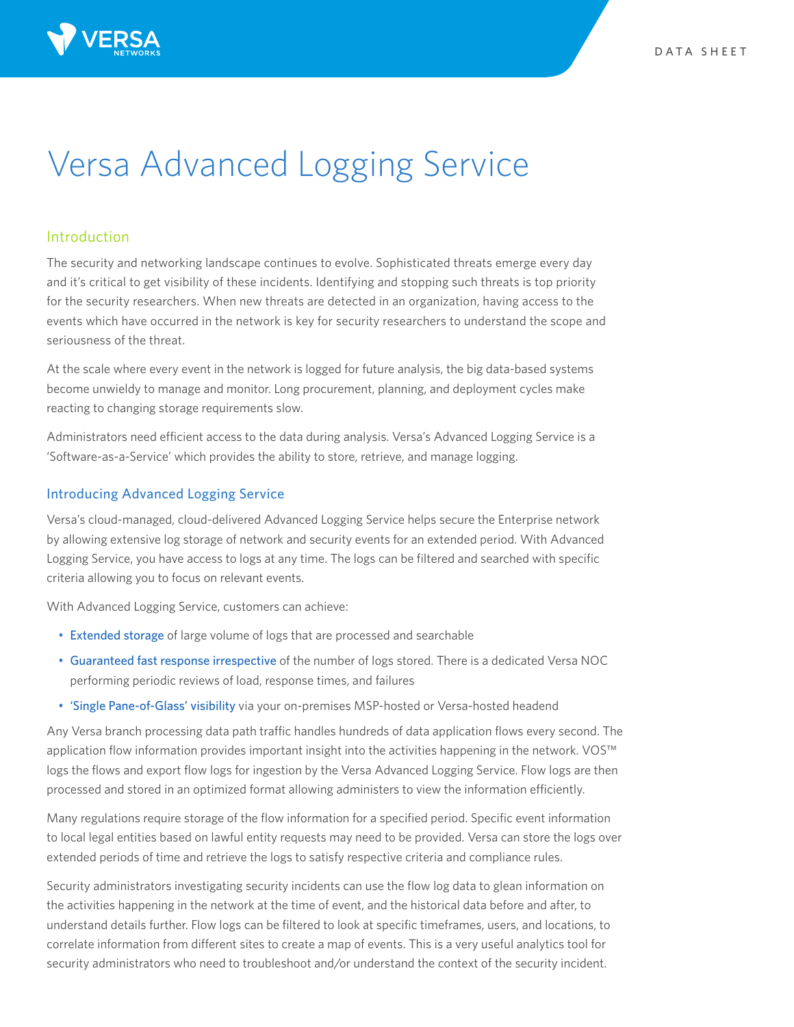# Versa Advanced Logging Service

## Introduction

The security and networking landscape continues to evolve. Sophisticated threats emerge every day and it's critical to get visibility of these incidents. Identifying and stopping such threats is top priority for the security researchers. When new threats are detected in an organization, having access to the events which have occurred in the network is key for security researchers to understand the scope and seriousness of the threat.

At the scale where every event in the network is logged for future analysis, the big data-based systems become unwieldy to manage and monitor. Long procurement, planning, and deployment cycles make reacting to changing storage requirements slow.

Administrators need efficient access to the data during analysis. Versa's Advanced Logging Service is a 'Software-as-a-Service' which provides the ability to store, retrieve, and manage logging.

### Introducing Advanced Logging Service

Versa's cloud-managed, cloud-delivered Advanced Logging Service helps secure the Enterprise network by allowing extensive log storage of network and security events for an extended period. With Advanced Logging Service, you have access to logs at any time. The logs can be filtered and searched with specific criteria allowing you to focus on relevant events.

With Advanced Logging Service, customers can achieve:

- **Extended storage** of large volume of logs that are processed and searchable
- **Guaranteed fast response irrespective** of the number of logs stored. There is a dedicated Versa NOC performing periodic reviews of load, response times, and failures
- **'Single Pane-of-Glass' visibility** via your on-premises MSP-hosted or Versa-hosted headend

Any Versa branch processing data path traffic handles hundreds of data application flows every second. The application flow information provides important insight into the activities happening in the network. VOS™ logs the flows and export flow logs for ingestion by the Versa Advanced Logging Service. Flow logs are then processed and stored in an optimized format allowing administers to view the information efficiently.

Many regulations require storage of the flow information for a specified period. Specific event information to local legal entities based on lawful entity requests may need to be provided. Versa can store the logs over extended periods of time and retrieve the logs to satisfy respective criteria and compliance rules.

Security administrators investigating security incidents can use the flow log data to glean information on the activities happening in the network at the time of event, and the historical data before and after, to understand details further. Flow logs can be filtered to look at specific timeframes, users, and locations, to correlate information from different sites to create a map of events. This is a very useful analytics tool for security administrators who need to troubleshoot and/or understand the context of the security incident.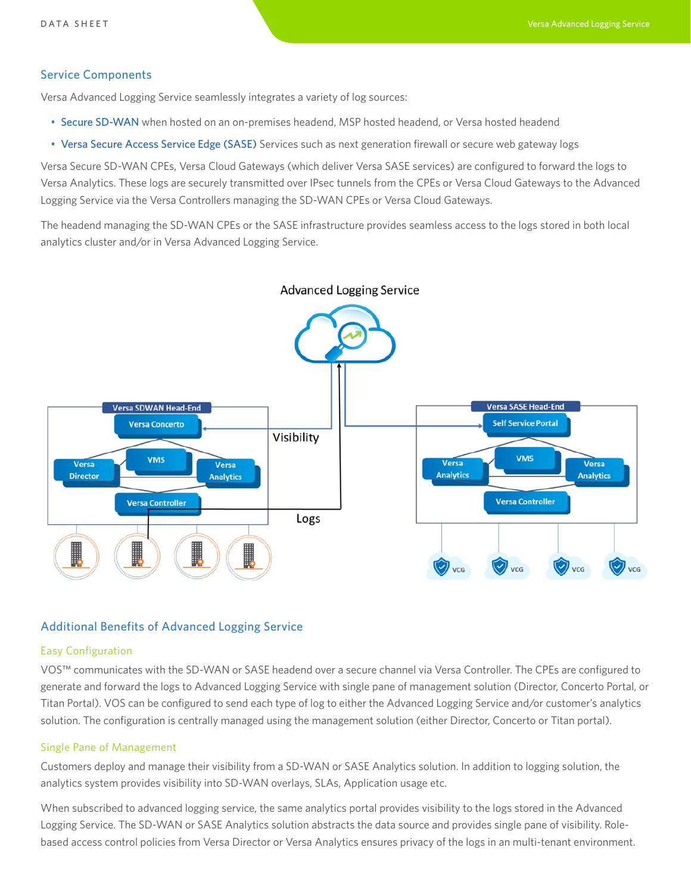## Service Components

Versa Advanced Logging Service seamlessly integrates a variety of log sources:

- Secure SD-WAN when hosted on an on-premises headend, MSP hosted headend, or Versa hosted headend
- Versa Secure Access Service Edge (SASE) Services such as next generation firewall or secure web gateway logs

Versa Secure SD-WAN CPEs, Versa Cloud Gateways (which deliver Versa SASE services) are configured to forward the logs to Versa Analytics. These logs are securely transmitted over IPsec tunnels from the CPEs or Versa Cloud Gateways to the Advanced Logging Service via the Versa Controllers managing the SD-WAN CPEs or Versa Cloud Gateways.

The headend managing the SD-WAN CPEs or the SASE infrastructure provides seamless access to the logs stored in both local analytics cluster and/or in Versa Advanced Logging Service.

## Additional Benefits of Advanced Logging Service

### Easy Configuration

VOS™ communicates with the SD-WAN or SASE headend over a secure channel via Versa Controller. The CPEs are configured to generate and forward the logs to Advanced Logging Service with single pane of management solution (Director, Concerto Portal, or Titan Portal). VOS can be configured to send each type of log to either the Advanced Logging Service and/or customer's analytics solution. The configuration is centrally managed using the management solution (either Director, Concerto or Titan portal).

### Single Pane of Management

Customers deploy and manage their visibility from a SD-WAN or SASE Analytics solution. In addition to logging solution, the analytics system provides visibility into SD-WAN overlays, SLAs, Application usage etc.

When subscribed to advanced logging service, the same analytics portal provides visibility to the logs stored in the Advanced Logging Service. The SD-WAN or SASE Analytics solution abstracts the data source and provides single pane of visibility. Role-based access control policies from Versa Director or Versa Analytics ensures privacy of the logs in an multi-tenant environment.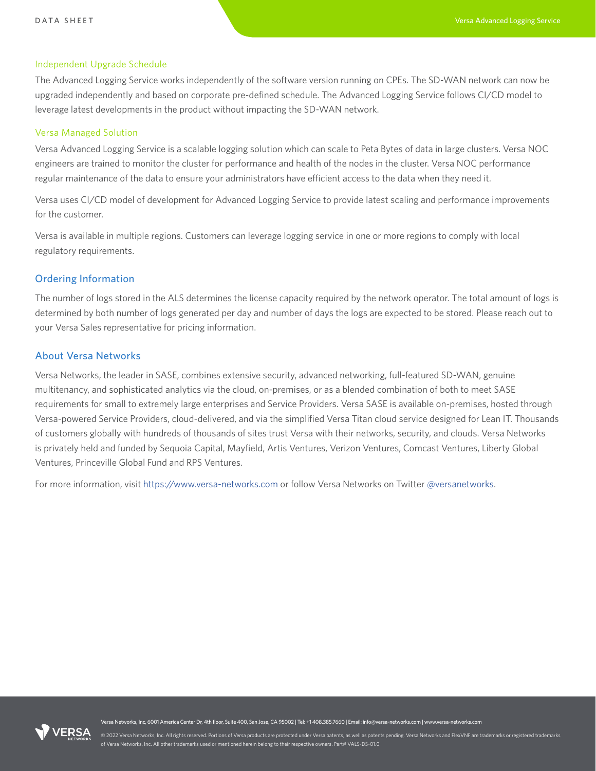### Independent Upgrade Schedule

The Advanced Logging Service works independently of the software version running on CPEs. The SD-WAN network can now be upgraded independently and based on corporate pre-defined schedule. The Advanced Logging Service follows CI/CD model to leverage latest developments in the product without impacting the SD-WAN network.

### Versa Managed Solution

Versa Advanced Logging Service is a scalable logging solution which can scale to Peta Bytes of data in large clusters. Versa NOC engineers are trained to monitor the cluster for performance and health of the nodes in the cluster. Versa NOC performance regular maintenance of the data to ensure your administrators have efficient access to the data when they need it.

Versa uses CI/CD model of development for Advanced Logging Service to provide latest scaling and performance improvements for the customer.

Versa is available in multiple regions. Customers can leverage logging service in one or more regions to comply with local regulatory requirements.

## Ordering Information

The number of logs stored in the ALS determines the license capacity required by the network operator. The total amount of logs is determined by both number of logs generated per day and number of days the logs are expected to be stored. Please reach out to your Versa Sales representative for pricing information.

## About Versa Networks

Versa Networks, the leader in SASE, combines extensive security, advanced networking, full-featured SD-WAN, genuine multitenancy, and sophisticated analytics via the cloud, on-premises, or as a blended combination of both to meet SASE requirements for small to extremely large enterprises and Service Providers. Versa SASE is available on-premises, hosted through Versa-powered Service Providers, cloud-delivered, and via the simplified Versa Titan cloud service designed for Lean IT. Thousands of customers globally with hundreds of thousands of sites trust Versa with their networks, security, and clouds. Versa Networks is privately held and funded by Sequoia Capital, Mayfield, Artis Ventures, Verizon Ventures, Comcast Ventures, Liberty Global Ventures, Princeville Global Fund and RPS Ventures.

For more information, visit https://www.versa-networks.com or follow Versa Networks on Twitter @versanetworks.

Versa Networks, Inc, 6001 America Center Dr, 4th floor, Suite 400, San Jose, CA 95002 | Tel: +1 408.385.7660 | Email: info@versa-networks.com | www.versa-networks.com

© 2022 Versa Networks, Inc. All rights reserved. Portions of Versa products are protected under Versa patents, as well as patents pending. Versa Networks and FlexVNF are trademarks or registered trademarks of Versa Networks, Inc. All other trademarks used or mentioned herein belong to their respective owners. Part# VALS-DS-01.0